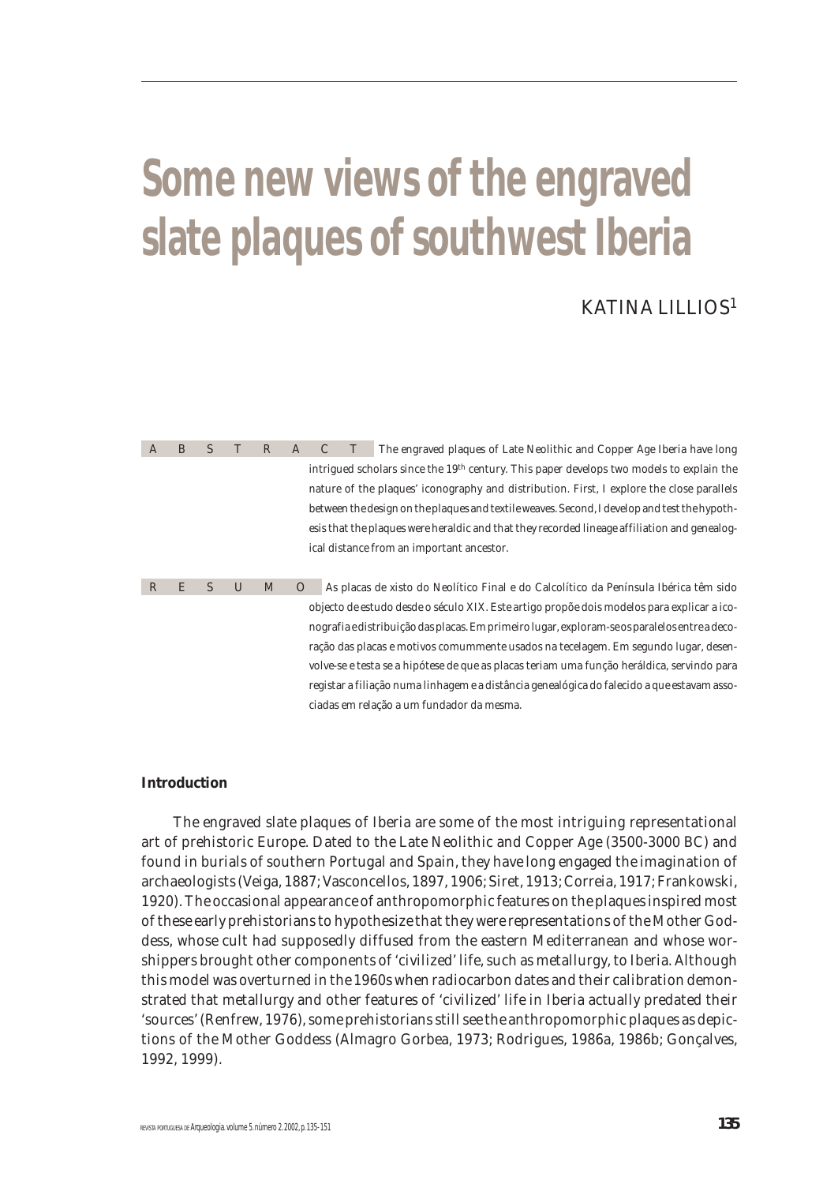# Some new views of the engraved slate plaques of southwest Iberia

KATINA LILLIOS[1]

**ABSTRACT** The engraved plaques of Late Neolithic and Copper Age Iberia have long intrigued scholars since the 19th century. This paper develops two models to explain the nature of the plaques' iconography and distribution. First, I explore the close parallels between the design on the plaques and textile weaves. Second, I develop and test the hypothesis that the plaques were heraldic and that they recorded lineage affiliation and genealogical distance from an important ancestor.

**RESUMO** As placas de xisto do Neolítico Final e do Calcolítico da Península Ibérica têm sido objecto de estudo desde o século XIX. Este artigo propõe dois modelos para explicar a iconografia e distribuição das placas. Em primeiro lugar, exploram-se os paralelos entre a decoração das placas e motivos comummente usados na tecelagem. Em segundo lugar, desenvolve-se e testa se a hipótese de que as placas teriam uma função heráldica, servindo para registar a filiação numa linhagem e a distância genealógica do falecido a que estavam associadas em relação a um fundador da mesma.

**Introduction**

The engraved slate plaques of Iberia are some of the most intriguing representational art of prehistoric Europe. Dated to the Late Neolithic and Copper Age (3500-3000 BC) and found in burials of southern Portugal and Spain, they have long engaged the imagination of archaeologists (Veiga, 1887; Vasconcellos, 1897, 1906; Siret, 1913; Correia, 1917; Frankowski, 1920). The occasional appearance of anthropomorphic features on the plaques inspired most of these early prehistorians to hypothesize that they were representations of the Mother Goddess, whose cult had supposedly diffused from the eastern Mediterranean and whose worshippers brought other components of 'civilized' life, such as metallurgy, to Iberia. Although this model was overturned in the 1960s when radiocarbon dates and their calibration demonstrated that metallurgy and other features of 'civilized' life in Iberia actually predated their 'sources' (Renfrew, 1976), some prehistorians still see the anthropomorphic plaques as depictions of the Mother Goddess (Almagro Gorbea, 1973; Rodrigues, 1986a, 1986b; Gonçalves, 1992, 1999).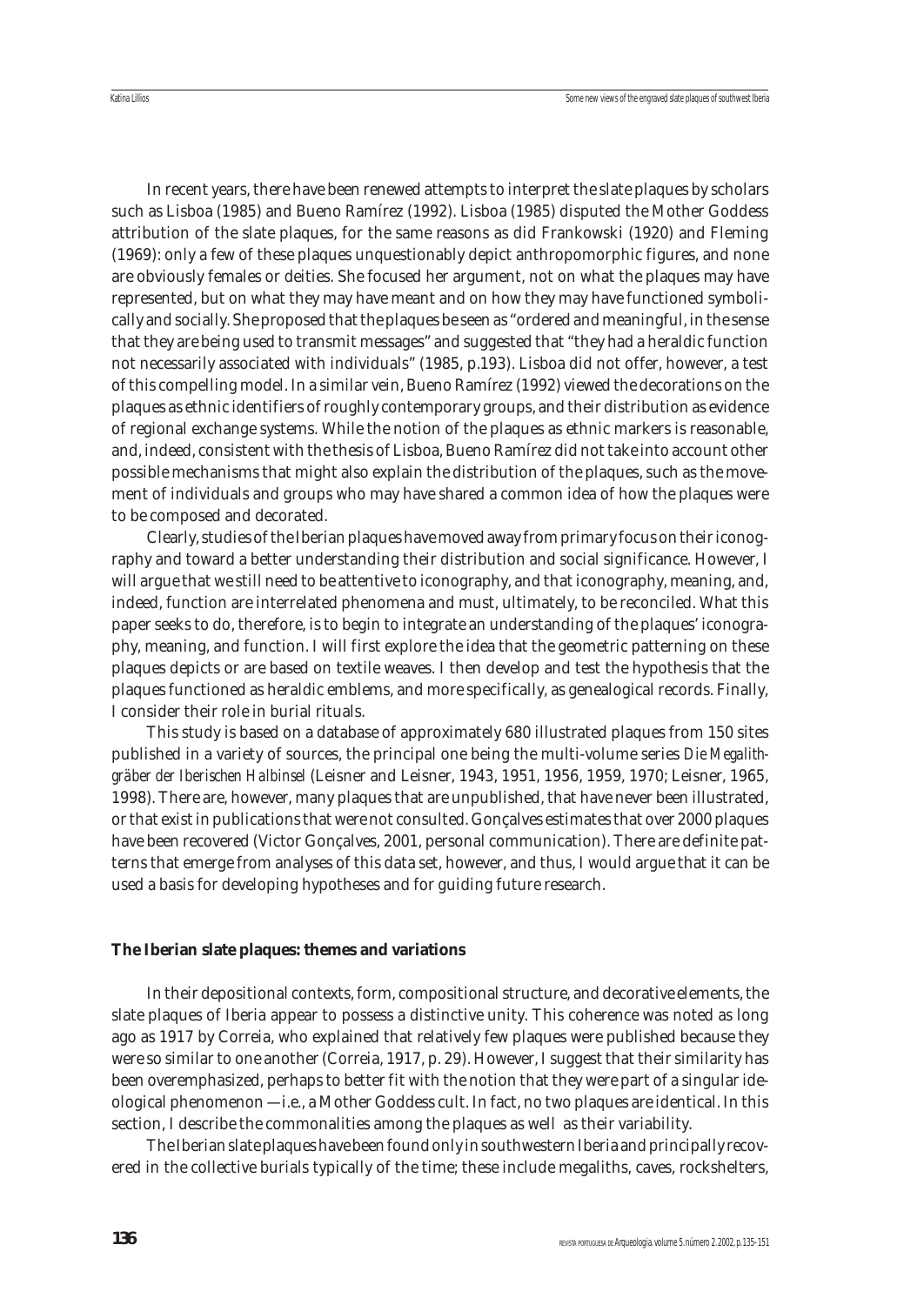In recent years, there have been renewed attempts to interpret the slate plaques by scholars such as Lisboa (1985) and Bueno Ramírez (1992). Lisboa (1985) disputed the Mother Goddess attribution of the slate plaques, for the same reasons as did Frankowski (1920) and Fleming (1969): only a few of these plaques unquestionably depict anthropomorphic figures, and none are obviously females or deities. She focused her argument, not on what the plaques may have represented, but on what they may have meant and on how they may have functioned symbolically and socially. She proposed that the plaques be seen as "ordered and meaningful, in the sense that they are being used to transmit messages" and suggested that "they had a heraldic function not necessarily associated with individuals" (1985, p.193). Lisboa did not offer, however, a test of this compelling model. In a similar vein, Bueno Ramírez (1992) viewed the decorations on the plaques as ethnic identifiers of roughly contemporary groups, and their distribution as evidence of regional exchange systems. While the notion of the plaques as ethnic markers is reasonable, and, indeed, consistent with the thesis of Lisboa, Bueno Ramírez did not take into account other possible mechanisms that might also explain the distribution of the plaques, such as the movement of individuals and groups who may have shared a common idea of how the plaques were to be composed and decorated.

Clearly, studies of the Iberian plaques have moved away from primary focus on their iconography and toward a better understanding their distribution and social significance. However, I will argue that we still need to be attentive to iconography, and that iconography, meaning, and, indeed, function are interrelated phenomena and must, ultimately, to be reconciled. What this paper seeks to do, therefore, is to begin to integrate an understanding of the plaques' iconography, meaning, and function. I will first explore the idea that the geometric patterning on these plaques depicts or are based on textile weaves. I then develop and test the hypothesis that the plaques functioned as heraldic emblems, and more specifically, as genealogical records. Finally, I consider their role in burial rituals.

This study is based on a database of approximately 680 illustrated plaques from 150 sites published in a variety of sources, the principal one being the multi-volume series *Die Megalithgräber der Iberischen Halbinsel* (Leisner and Leisner, 1943, 1951, 1956, 1959, 1970; Leisner, 1965, 1998). There are, however, many plaques that are unpublished, that have never been illustrated, or that exist in publications that were not consulted. Gonçalves estimates that over 2000 plaques have been recovered (Victor Gonçalves, 2001, personal communication). There are definite patterns that emerge from analyses of this data set, however, and thus, I would argue that it can be used a basis for developing hypotheses and for guiding future research.

**The Iberian slate plaques: themes and variations**

In their depositional contexts, form, compositional structure, and decorative elements, the slate plaques of Iberia appear to possess a distinctive unity. This coherence was noted as long ago as 1917 by Correia, who explained that relatively few plaques were published because they were so similar to one another (Correia, 1917, p. 29). However, I suggest that their similarity has been overemphasized, perhaps to better fit with the notion that they were part of a singular ideological phenomenon —i.e., a Mother Goddess cult. In fact, no two plaques are identical. In this section, I describe the commonalities among the plaques as well as their variability.

The Iberian slate plaques have been found only in southwestern Iberia and principally recovered in the collective burials typically of the time; these include megaliths, caves, rockshelters,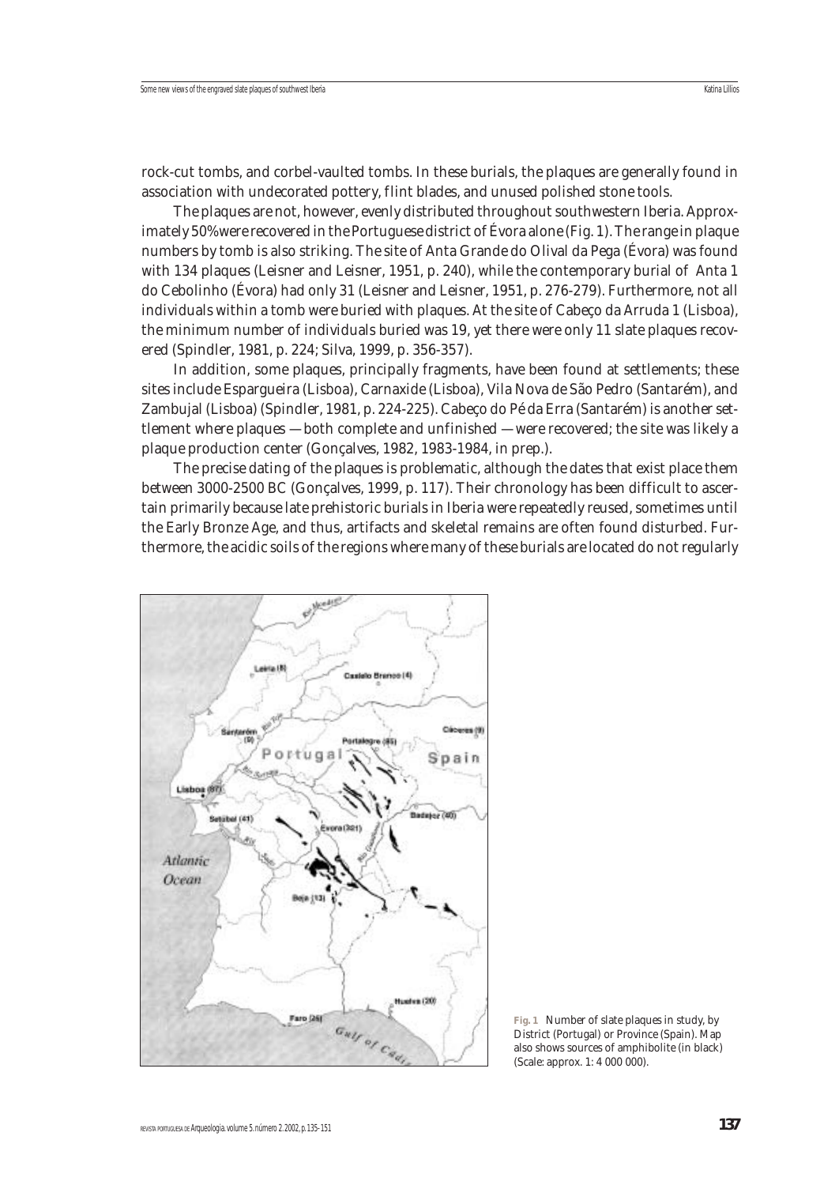rock-cut tombs, and corbel-vaulted tombs. In these burials, the plaques are generally found in association with undecorated pottery, flint blades, and unused polished stone tools.

The plaques are not, however, evenly distributed throughout southwestern Iberia. Approximately 50% were recovered in the Portuguese district of Évora alone (Fig. 1). The range in plaque numbers by tomb is also striking. The site of Anta Grande do Olival da Pega (Évora) was found with 134 plaques (Leisner and Leisner, 1951, p. 240), while the contemporary burial of Anta 1 do Cebolinho (Évora) had only 31 (Leisner and Leisner, 1951, p. 276-279). Furthermore, not all individuals within a tomb were buried with plaques. At the site of Cabeço da Arruda 1 (Lisboa), the minimum number of individuals buried was 19, yet there were only 11 slate plaques recovered (Spindler, 1981, p. 224; Silva, 1999, p. 356-357).

In addition, some plaques, principally fragments, have been found at settlements; these sites include Espargueira (Lisboa), Carnaxide (Lisboa), Vila Nova de São Pedro (Santarém), and Zambujal (Lisboa) (Spindler, 1981, p. 224-225). Cabeço do Pé da Erra (Santarém) is another settlement where plaques — both complete and unfinished — were recovered; the site was likely a plaque production center (Gonçalves, 1982, 1983-1984, in prep.).

The precise dating of the plaques is problematic, although the dates that exist place them between 3000-2500 BC (Gonçalves, 1999, p. 117). Their chronology has been difficult to ascertain primarily because late prehistoric burials in Iberia were repeatedly reused, sometimes until the Early Bronze Age, and thus, artifacts and skeletal remains are often found disturbed. Furthermore, the acidic soils of the regions where many of these burials are located do not regularly

**Fig. 1** Number of slate plaques in study, by District (Portugal) or Province (Spain). Map also shows sources of amphibolite (in black) (Scale: approx. 1: 4 000 000).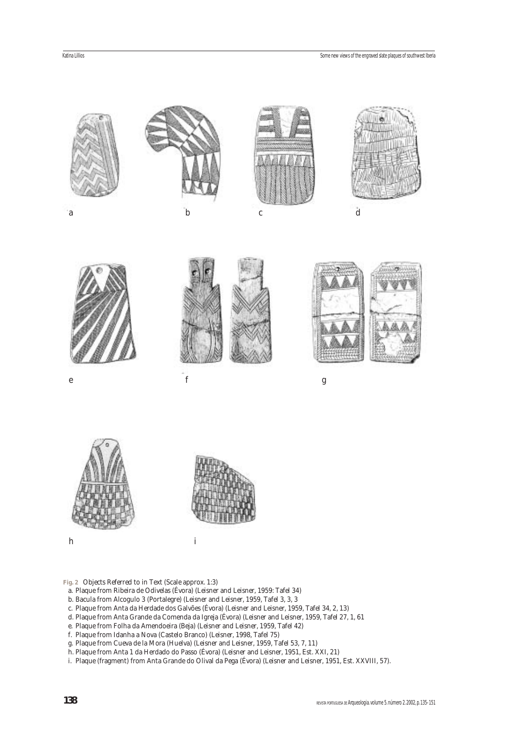a b c d

e f g

h i

**Fig. 2** Objects Referred to in Text (Scale approx. 1:3)

a. Plaque from Ribeira de Odivelas (Évora) (Leisner and Leisner, 1959: Tafel 34)
b. Bacula from Alcogulo 3 (Portalegre) (Leisner and Leisner, 1959, Tafel 3, 3, 3
c. Plaque from Anta da Herdade dos Galvões (Évora) (Leisner and Leisner, 1959, Tafel 34, 2, 13)
d. Plaque from Anta Grande da Comenda da Igreja (Évora) (Leisner and Leisner, 1959, Tafel 27, 1, 61
e. Plaque from Folha da Amendoeira (Beja) (Leisner and Leisner, 1959, Tafel 42)
f. Plaque from Idanha a Nova (Castelo Branco) (Leisner, 1998, Tafel 75)
g. Plaque from Cueva de la Mora (Huelva) (Leisner and Leisner, 1959, Tafel 53, 7, 11)
h. Plaque from Anta 1 da Herdado do Passo (Évora) (Leisner and Leisner, 1951, Est. XXI, 21)
i. Plaque (fragment) from Anta Grande do Olival da Pega (Évora) (Leisner and Leisner, 1951, Est. XXVIII, 57).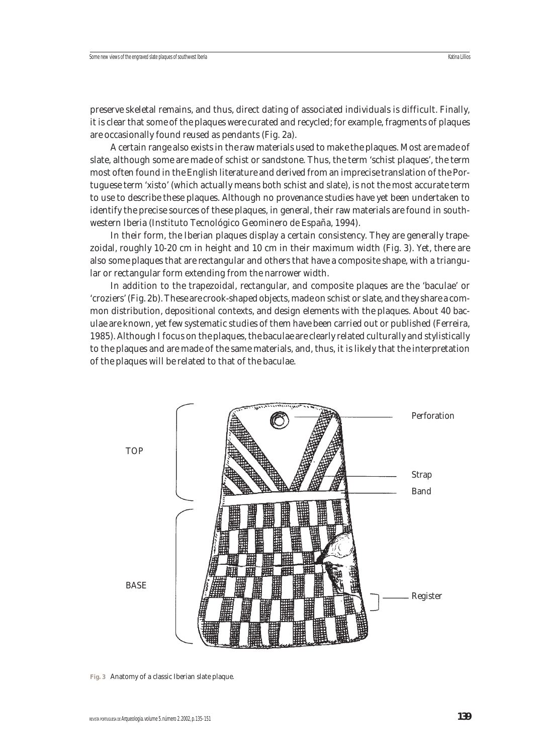preserve skeletal remains, and thus, direct dating of associated individuals is difficult. Finally, it is clear that some of the plaques were curated and recycled; for example, fragments of plaques are occasionally found reused as pendants (Fig. 2a).

A certain range also exists in the raw materials used to make the plaques. Most are made of slate, although some are made of schist or sandstone. Thus, the term 'schist plaques', the term most often found in the English literature and derived from an imprecise translation of the Portuguese term 'xisto' (which actually means both schist and slate), is not the most accurate term to use to describe these plaques. Although no provenance studies have yet been undertaken to identify the precise sources of these plaques, in general, their raw materials are found in southwestern Iberia (Instituto Tecnológico Geominero de España, 1994).

In their form, the Iberian plaques display a certain consistency. They are generally trapezoidal, roughly 10-20 cm in height and 10 cm in their maximum width (Fig. 3). Yet, there are also some plaques that are rectangular and others that have a composite shape, with a triangular or rectangular form extending from the narrower width.

In addition to the trapezoidal, rectangular, and composite plaques are the 'baculae' or 'croziers' (Fig. 2b). These are crook-shaped objects, made on schist or slate, and they share a common distribution, depositional contexts, and design elements with the plaques. About 40 baculae are known, yet few systematic studies of them have been carried out or published (Ferreira, 1985). Although I focus on the plaques, the baculae are clearly related culturally and stylistically to the plaques and are made of the same materials, and, thus, it is likely that the interpretation of the plaques will be related to that of the baculae.

TOP

BASE

Perforation

Strap

Band

Register

**Fig. 3** Anatomy of a classic Iberian slate plaque.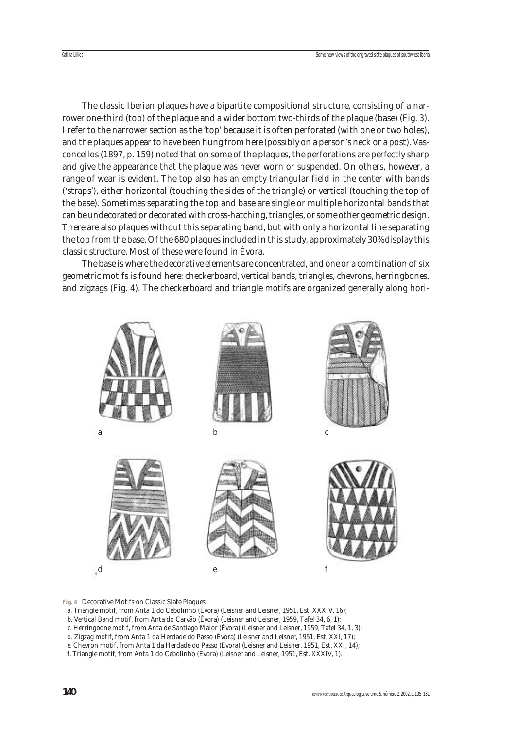The classic Iberian plaques have a bipartite compositional structure, consisting of a narrower one-third (top) of the plaque and a wider bottom two-thirds of the plaque (base) (Fig. 3). I refer to the narrower section as the 'top' because it is often perforated (with one or two holes), and the plaques appear to have been hung from here (possibly on a person's neck or a post). Vasconcellos (1897, p. 159) noted that on some of the plaques, the perforations are perfectly sharp and give the appearance that the plaque was never worn or suspended. On others, however, a range of wear is evident. The top also has an empty triangular field in the center with bands ('straps'), either horizontal (touching the sides of the triangle) or vertical (touching the top of the base). Sometimes separating the top and base are single or multiple horizontal bands that can be undecorated or decorated with cross-hatching, triangles, or some other geometric design. There are also plaques without this separating band, but with only a horizontal line separating the top from the base. Of the 680 plaques included in this study, approximately 30% display this classic structure. Most of these were found in Évora.

The base is where the decorative elements are concentrated, and one or a combination of six geometric motifs is found here: checkerboard, vertical bands, triangles, chevrons, herringbones, and zigzags (Fig. 4). The checkerboard and triangle motifs are organized generally along hori-

**Fig. 4** Decorative Motifs on Classic Slate Plaques.

a. Triangle motif, from Anta 1 do Cebolinho (Évora) (Leisner and Leisner, 1951, Est. XXXIV, 16);
b. Vertical Band motif, from Anta do Carvão (Évora) (Leisner and Leisner, 1959, Tafel 34, 6, 1);
c. Herringbone motif, from Anta de Santiago Maior (Évora) (Leisner and Leisner, 1959, Tafel 34, 1, 3);
d. Zigzag motif, from Anta 1 da Herdade do Passo (Évora) (Leisner and Leisner, 1951, Est. XXI, 17);
e. Chevron motif, from Anta 1 da Herdade do Passo (Évora) (Leisner and Leisner, 1951, Est. XXI, 14);
f. Triangle motif, from Anta 1 do Cebolinho (Évora) (Leisner and Leisner, 1951, Est. XXXIV, 1).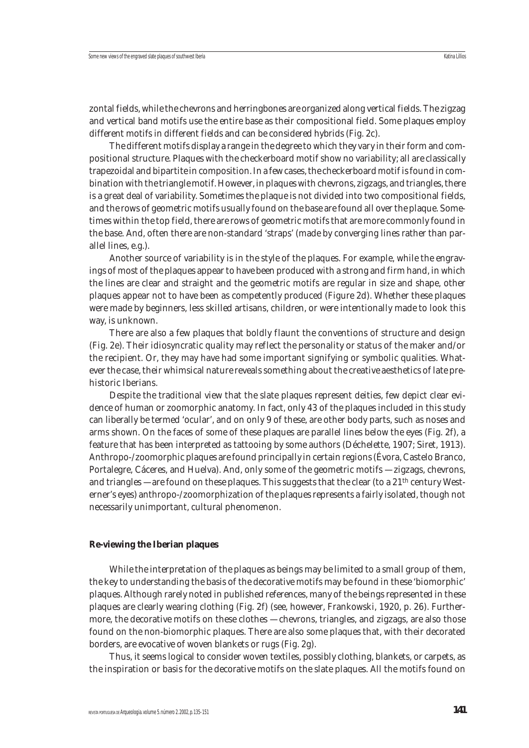zontal fields, while the chevrons and herringbones are organized along vertical fields. The zigzag and vertical band motifs use the entire base as their compositional field. Some plaques employ different motifs in different fields and can be considered hybrids (Fig. 2c).

The different motifs display a range in the degree to which they vary in their form and compositional structure. Plaques with the checkerboard motif show no variability; all are classically trapezoidal and bipartite in composition. In a few cases, the checkerboard motif is found in combination with the triangle motif. However, in plaques with chevrons, zigzags, and triangles, there is a great deal of variability. Sometimes the plaque is not divided into two compositional fields, and the rows of geometric motifs usually found on the base are found all over the plaque. Sometimes within the top field, there are rows of geometric motifs that are more commonly found in the base. And, often there are non-standard 'straps' (made by converging lines rather than parallel lines, e.g.).

Another source of variability is in the style of the plaques. For example, while the engravings of most of the plaques appear to have been produced with a strong and firm hand, in which the lines are clear and straight and the geometric motifs are regular in size and shape, other plaques appear not to have been as competently produced (Figure 2d). Whether these plaques were made by beginners, less skilled artisans, children, or were intentionally made to look this way, is unknown.

There are also a few plaques that boldly flaunt the conventions of structure and design (Fig. 2e). Their idiosyncratic quality may reflect the personality or status of the maker and/or the recipient. Or, they may have had some important signifying or symbolic qualities. Whatever the case, their whimsical nature reveals something about the creative aesthetics of late prehistoric Iberians.

Despite the traditional view that the slate plaques represent deities, few depict clear evidence of human or zoomorphic anatomy. In fact, only 43 of the plaques included in this study can liberally be termed 'ocular', and on only 9 of these, are other body parts, such as noses and arms shown. On the faces of some of these plaques are parallel lines below the eyes (Fig. 2f), a feature that has been interpreted as tattooing by some authors (Déchelette, 1907; Siret, 1913). Anthropo-/zoomorphic plaques are found principally in certain regions (Évora, Castelo Branco, Portalegre, Cáceres, and Huelva). And, only some of the geometric motifs — zigzags, chevrons, and triangles — are found on these plaques. This suggests that the clear (to a 21th century Westerner's eyes) anthropo-/zoomorphization of the plaques represents a fairly isolated, though not necessarily unimportant, cultural phenomenon.

## Re-viewing the Iberian plaques

While the interpretation of the plaques as beings may be limited to a small group of them, the key to understanding the basis of the decorative motifs may be found in these 'biomorphic' plaques. Although rarely noted in published references, many of the beings represented in these plaques are clearly wearing clothing (Fig. 2f) (see, however, Frankowski, 1920, p. 26). Furthermore, the decorative motifs on these clothes — chevrons, triangles, and zigzags, are also those found on the non-biomorphic plaques. There are also some plaques that, with their decorated borders, are evocative of woven blankets or rugs (Fig. 2g).

Thus, it seems logical to consider woven textiles, possibly clothing, blankets, or carpets, as the inspiration or basis for the decorative motifs on the slate plaques. All the motifs found on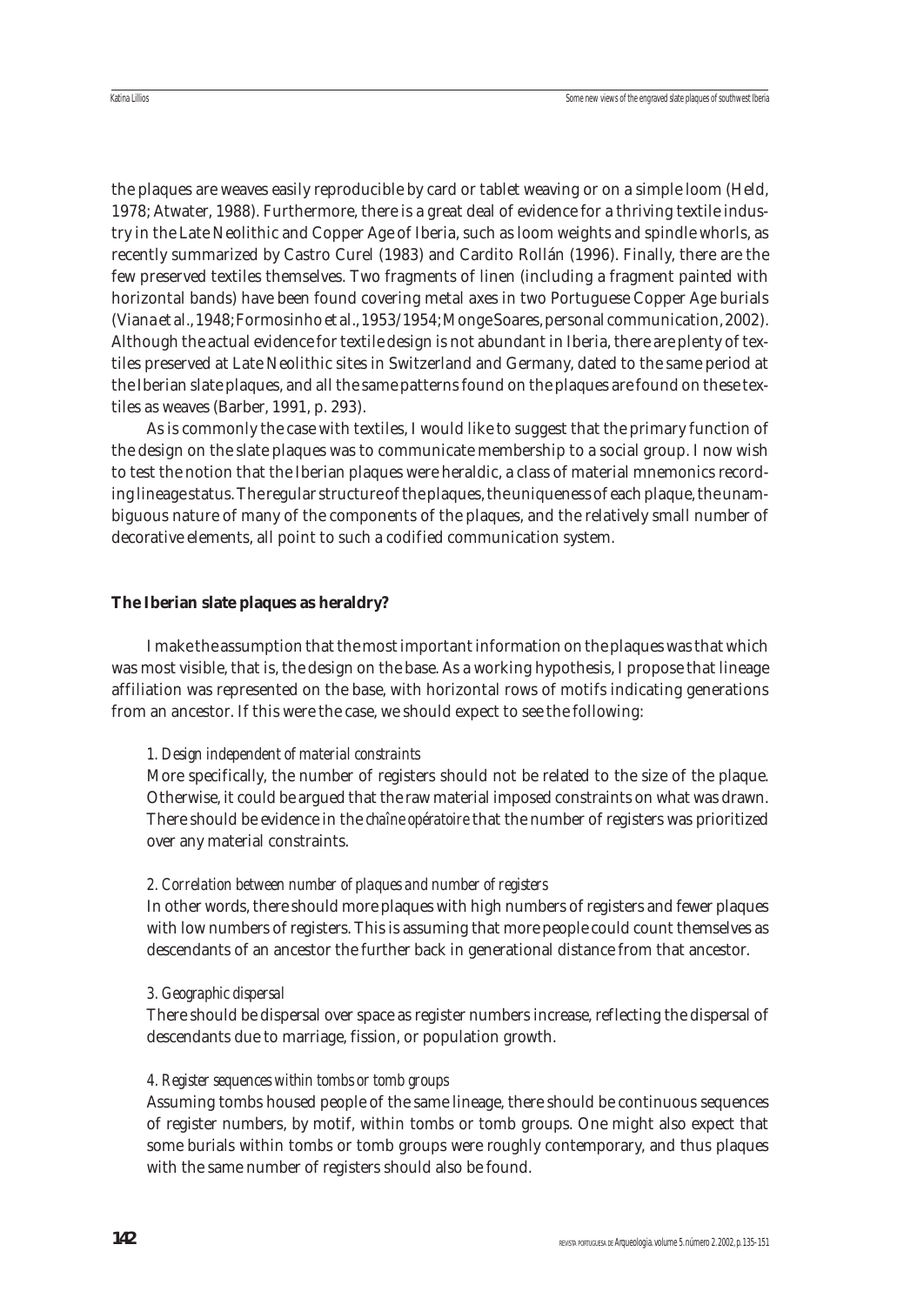the plaques are weaves easily reproducible by card or tablet weaving or on a simple loom (Held, 1978; Atwater, 1988). Furthermore, there is a great deal of evidence for a thriving textile industry in the Late Neolithic and Copper Age of Iberia, such as loom weights and spindle whorls, as recently summarized by Castro Curel (1983) and Cardito Rollán (1996). Finally, there are the few preserved textiles themselves. Two fragments of linen (including a fragment painted with horizontal bands) have been found covering metal axes in two Portuguese Copper Age burials (Viana et al., 1948; Formosinho et al., 1953/1954; Monge Soares, personal communication, 2002). Although the actual evidence for textile design is not abundant in Iberia, there are plenty of textiles preserved at Late Neolithic sites in Switzerland and Germany, dated to the same period at the Iberian slate plaques, and all the same patterns found on the plaques are found on these textiles as weaves (Barber, 1991, p. 293).

As is commonly the case with textiles, I would like to suggest that the primary function of the design on the slate plaques was to communicate membership to a social group. I now wish to test the notion that the Iberian plaques were heraldic, a class of material mnemonics recording lineage status. The regular structure of the plaques, the uniqueness of each plaque, the unambiguous nature of many of the components of the plaques, and the relatively small number of decorative elements, all point to such a codified communication system.

## The Iberian slate plaques as heraldry?

I make the assumption that the most important information on the plaques was that which was most visible, that is, the design on the base. As a working hypothesis, I propose that lineage affiliation was represented on the base, with horizontal rows of motifs indicating generations from an ancestor. If this were the case, we should expect to see the following:

*1. Design independent of material constraints*

More specifically, the number of registers should not be related to the size of the plaque. Otherwise, it could be argued that the raw material imposed constraints on what was drawn. There should be evidence in the *chaîne opératoire* that the number of registers was prioritized over any material constraints.

*2. Correlation between number of plaques and number of registers*

In other words, there should more plaques with high numbers of registers and fewer plaques with low numbers of registers. This is assuming that more people could count themselves as descendants of an ancestor the further back in generational distance from that ancestor.

*3. Geographic dispersal*

There should be dispersal over space as register numbers increase, reflecting the dispersal of descendants due to marriage, fission, or population growth.

*4. Register sequences within tombs or tomb groups*

Assuming tombs housed people of the same lineage, there should be continuous sequences of register numbers, by motif, within tombs or tomb groups. One might also expect that some burials within tombs or tomb groups were roughly contemporary, and thus plaques with the same number of registers should also be found.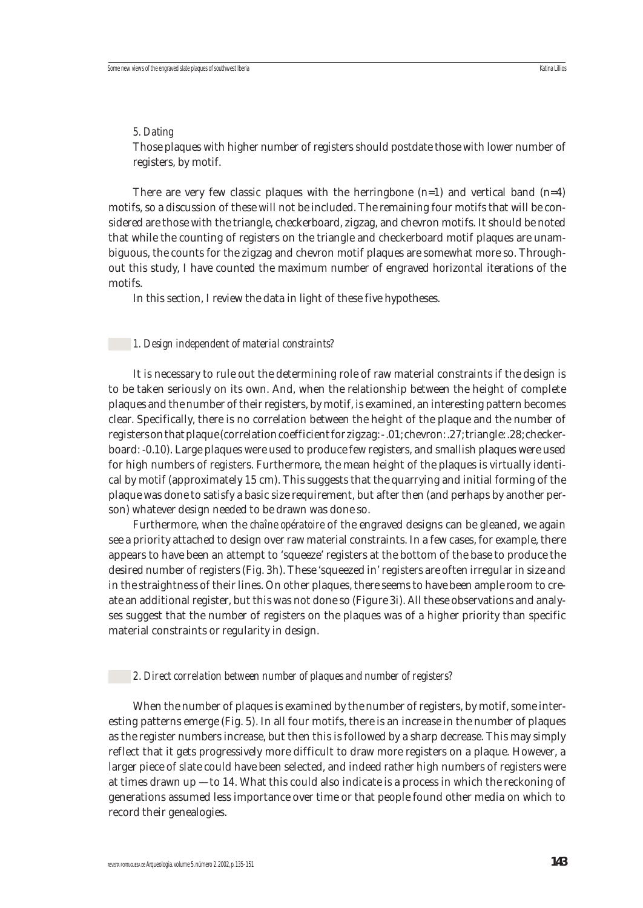*5. Dating*

Those plaques with higher number of registers should postdate those with lower number of registers, by motif.

There are very few classic plaques with the herringbone (n=1) and vertical band (n=4) motifs, so a discussion of these will not be included. The remaining four motifs that will be considered are those with the triangle, checkerboard, zigzag, and chevron motifs. It should be noted that while the counting of registers on the triangle and checkerboard motif plaques are unambiguous, the counts for the zigzag and chevron motif plaques are somewhat more so. Throughout this study, I have counted the maximum number of engraved horizontal iterations of the motifs.

In this section, I review the data in light of these five hypotheses.

### *1. Design independent of material constraints?*

It is necessary to rule out the determining role of raw material constraints if the design is to be taken seriously on its own. And, when the relationship between the height of complete plaques and the number of their registers, by motif, is examined, an interesting pattern becomes clear. Specifically, there is no correlation between the height of the plaque and the number of registers on that plaque (correlation coefficient for zigzag: -.01; chevron: .27; triangle: .28; checkerboard: -0.10). Large plaques were used to produce few registers, and smallish plaques were used for high numbers of registers. Furthermore, the mean height of the plaques is virtually identical by motif (approximately 15 cm). This suggests that the quarrying and initial forming of the plaque was done to satisfy a basic size requirement, but after then (and perhaps by another person) whatever design needed to be drawn was done so.

Furthermore, when the *chaîne opératoire* of the engraved designs can be gleaned, we again see a priority attached to design over raw material constraints. In a few cases, for example, there appears to have been an attempt to 'squeeze' registers at the bottom of the base to produce the desired number of registers (Fig. 3h). These 'squeezed in' registers are often irregular in size and in the straightness of their lines. On other plaques, there seems to have been ample room to create an additional register, but this was not done so (Figure 3i). All these observations and analyses suggest that the number of registers on the plaques was of a higher priority than specific material constraints or regularity in design.

### *2. Direct correlation between number of plaques and number of registers?*

When the number of plaques is examined by the number of registers, by motif, some interesting patterns emerge (Fig. 5). In all four motifs, there is an increase in the number of plaques as the register numbers increase, but then this is followed by a sharp decrease. This may simply reflect that it gets progressively more difficult to draw more registers on a plaque. However, a larger piece of slate could have been selected, and indeed rather high numbers of registers were at times drawn up — to 14. What this could also indicate is a process in which the reckoning of generations assumed less importance over time or that people found other media on which to record their genealogies.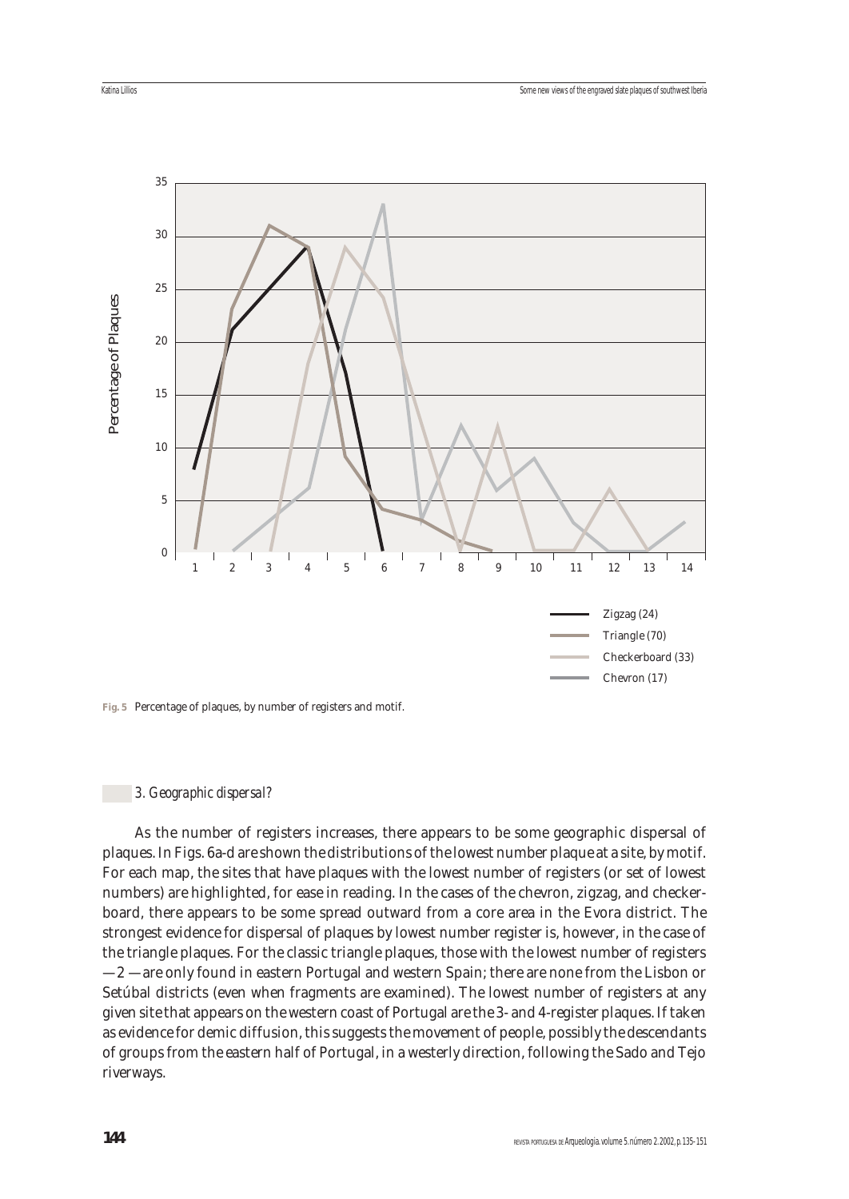Fig. 5 Percentage of plaques, by number of registers and motif.

### 3. *Geographic dispersal?*

As the number of registers increases, there appears to be some geographic dispersal of plaques. In Figs. 6a-d are shown the distributions of the lowest number plaque at a site, by motif. For each map, the sites that have plaques with the lowest number of registers (or set of lowest numbers) are highlighted, for ease in reading. In the cases of the chevron, zigzag, and checkerboard, there appears to be some spread outward from a core area in the Evora district. The strongest evidence for dispersal of plaques by lowest number register is, however, in the case of the triangle plaques. For the classic triangle plaques, those with the lowest number of registers —2 —are only found in eastern Portugal and western Spain; there are none from the Lisbon or Setúbal districts (even when fragments are examined). The lowest number of registers at any given site that appears on the western coast of Portugal are the 3- and 4-register plaques. If taken as evidence for demic diffusion, this suggests the movement of people, possibly the descendants of groups from the eastern half of Portugal, in a westerly direction, following the Sado and Tejo riverways.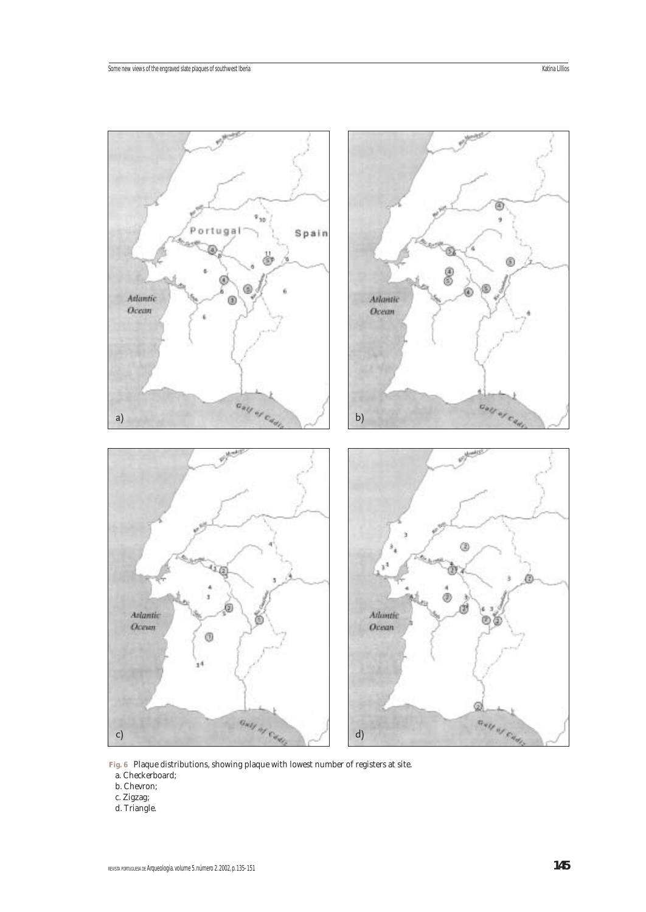Fig. 6 Plaque distributions, showing plaque with lowest number of registers at site.

a. Checkerboard;

b. Chevron;

c. Zigzag;

d. Triangle.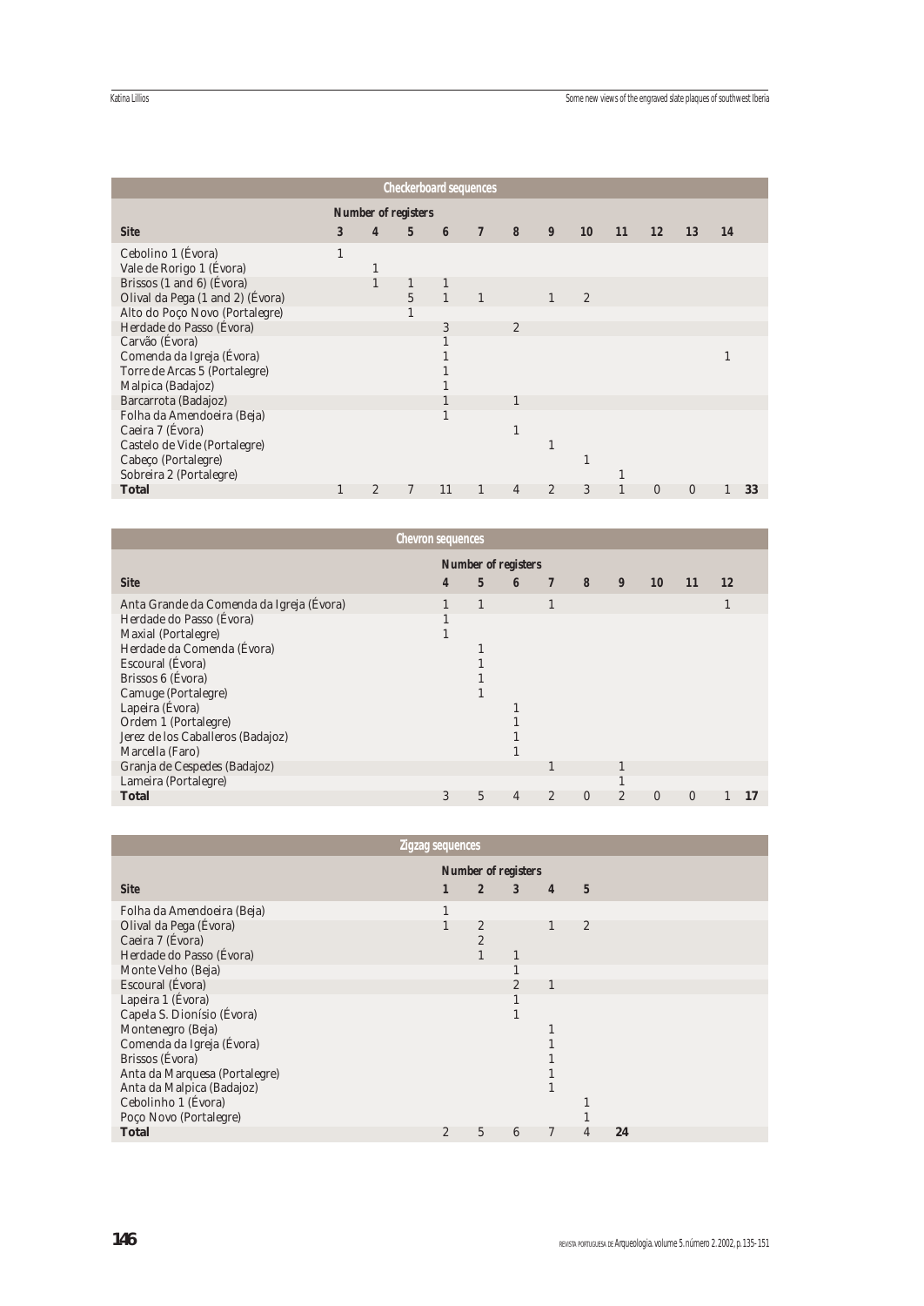| Checkerboard sequences | | | | | | | | | | | | | |
|---|---|---|---|---|---|---|---|---|---|---|---|---|---|
| | Number of registers | | | | | | | | | | | | |
| **Site** | **3** | **4** | **5** | **6** | **7** | **8** | **9** | **10** | **11** | **12** | **13** | **14** | |
| Cebolino 1 (Évora) | 1 | | | | | | | | | | | | |
| Vale de Rorigo 1 (Évora) | | 1 | | | | | | | | | | | |
| Brissos (1 and 6) (Évora) | | 1 | 1 | 1 | | | | | | | | | |
| Olival da Pega (1 and 2) (Évora) | | | 5 | 1 | 1 | | 1 | 2 | | | | | |
| Alto do Poço Novo (Portalegre) | | | 1 | | | | | | | | | | |
| Herdade do Passo (Évora) | | | | 3 | | 2 | | | | | | | |
| Carvão (Évora) | | | | 1 | | | | | | | | | |
| Comenda da Igreja (Évora) | | | | 1 | | | | | | | | 1 | |
| Torre de Arcas 5 (Portalegre) | | | | 1 | | | | | | | | | |
| Malpica (Badajoz) | | | | 1 | | | | | | | | | |
| Barcarrota (Badajoz) | | | | 1 | | 1 | | | | | | | |
| Folha da Amendoeira (Beja) | | | | 1 | | | | | | | | | |
| Caeira 7 (Évora) | | | | | | 1 | | | | | | | |
| Castelo de Vide (Portalegre) | | | | | | | 1 | | | | | | |
| Cabeço (Portalegre) | | | | | | | | 1 | | | | | |
| Sobreira 2 (Portalegre) | | | | | | | | | 1 | | | | |
| **Total** | 1 | 2 | 7 | 11 | 1 | 4 | 2 | 3 | 1 | 0 | 0 | 1 | **33** |

| Chevron sequences | | | | | | | | | | |
|---|---|---|---|---|---|---|---|---|---|---|
| | Number of registers | | | | | | | | | |
| **Site** | **4** | **5** | **6** | **7** | **8** | **9** | **10** | **11** | **12** | |
| Anta Grande da Comenda da Igreja (Évora) | 1 | 1 | | 1 | | | | | 1 | |
| Herdade do Passo (Évora) | 1 | | | | | | | | | |
| Maxial (Portalegre) | 1 | | | | | | | | | |
| Herdade da Comenda (Évora) | | 1 | | | | | | | | |
| Escoural (Évora) | | 1 | | | | | | | | |
| Brissos 6 (Évora) | | 1 | | | | | | | | |
| Camuge (Portalegre) | | 1 | | | | | | | | |
| Lapeira (Évora) | | | 1 | | | | | | | |
| Ordem 1 (Portalegre) | | | 1 | | | | | | | |
| Jerez de los Caballeros (Badajoz) | | | 1 | | | | | | | |
| Marcella (Faro) | | | 1 | | | | | | | |
| Granja de Cespedes (Badajoz) | | | | 1 | | 1 | | | | |
| Lameira (Portalegre) | | | | | | 1 | | | | |
| **Total** | 3 | 5 | 4 | 2 | 0 | 2 | 0 | 0 | 1 | **17** |

| Zigzag sequences | | | | | | |
|---|---|---|---|---|---|---|
| | Number of registers | | | | | |
| **Site** | **1** | **2** | **3** | **4** | **5** | |
| Folha da Amendoeira (Beja) | 1 | | | | | |
| Olival da Pega (Évora) | 1 | 2 | | 1 | 2 | |
| Caeira 7 (Évora) | | 2 | | | | |
| Herdade do Passo (Évora) | | 1 | 1 | | | |
| Monte Velho (Beja) | | | 1 | | | |
| Escoural (Évora) | | | 2 | 1 | | |
| Lapeira 1 (Évora) | | | 1 | | | |
| Capela S. Dionísio (Évora) | | | 1 | | | |
| Montenegro (Beja) | | | | 1 | | |
| Comenda da Igreja (Évora) | | | | 1 | | |
| Brissos (Évora) | | | | 1 | | |
| Anta da Marquesa (Portalegre) | | | | 1 | | |
| Anta da Malpica (Badajoz) | | | | 1 | | |
| Cebolinho 1 (Évora) | | | | | 1 | |
| Poço Novo (Portalegre) | | | | | 1 | |
| **Total** | 2 | 5 | 6 | 7 | 4 | **24** |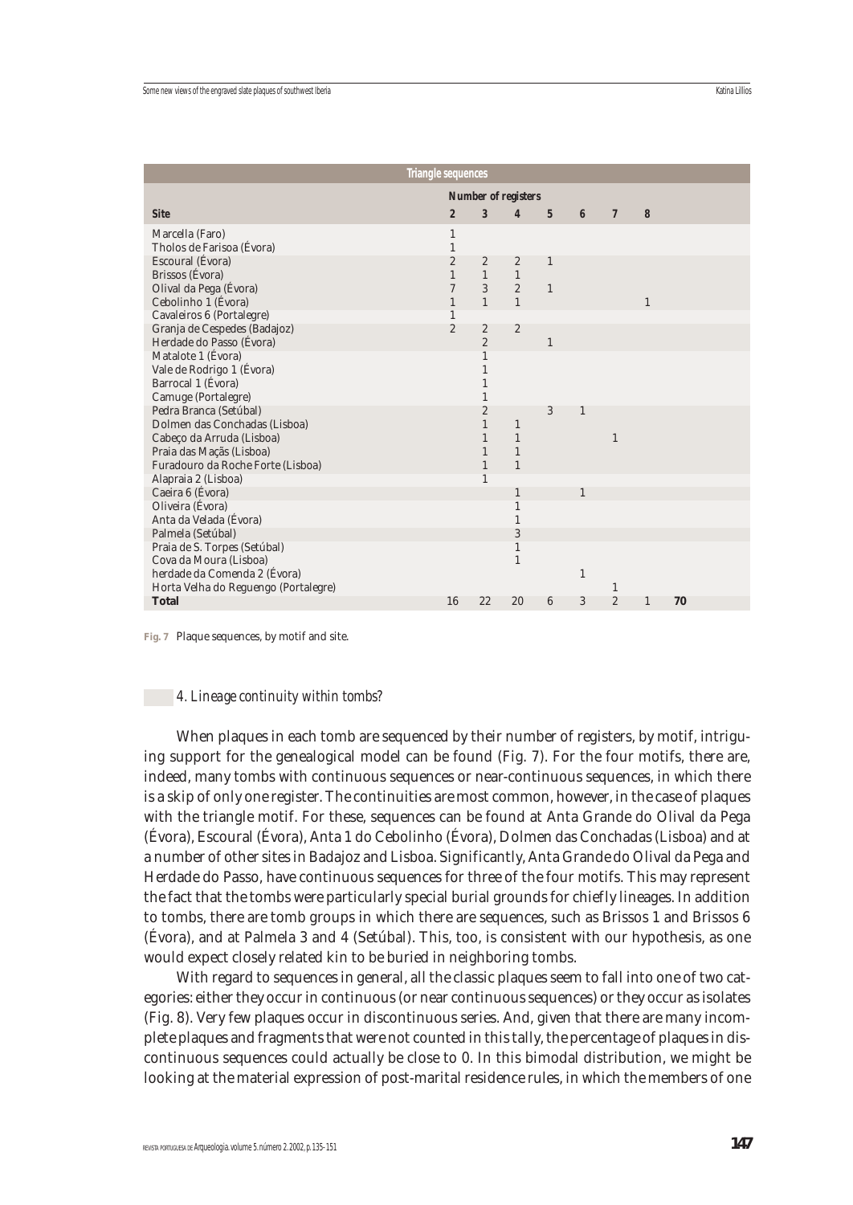| Triangle sequences | | | | | | | | |
|---|---|---|---|---|---|---|---|---|
| | Number of registers | | | | | | | |
| **Site** | **2** | **3** | **4** | **5** | **6** | **7** | **8** | |
| Marcella (Faro) | 1 | | | | | | | |
| Tholos de Farisoa (Évora) | 1 | | | | | | | |
| Escoural (Évora) | 2 | 2 | 2 | 1 | | | | |
| Brissos (Évora) | 1 | 1 | 1 | | | | | |
| Olival da Pega (Évora) | 7 | 3 | 2 | 1 | | | | |
| Cebolinho 1 (Évora) | 1 | 1 | 1 | | | | 1 | |
| Cavaleiros 6 (Portalegre) | 1 | | | | | | | |
| Granja de Cespedes (Badajoz) | 2 | 2 | 2 | | | | | |
| Herdade do Passo (Évora) | | 2 | | 1 | | | | |
| Matalote 1 (Évora) | | 1 | | | | | | |
| Vale de Rodrigo 1 (Évora) | | 1 | | | | | | |
| Barrocal 1 (Évora) | | 1 | | | | | | |
| Camuge (Portalegre) | | 1 | | | | | | |
| Pedra Branca (Setúbal) | | 2 | | 3 | 1 | | | |
| Dolmen das Conchadas (Lisboa) | | 1 | 1 | | | | | |
| Cabeço da Arruda (Lisboa) | | 1 | 1 | | | 1 | | |
| Praia das Maçãs (Lisboa) | | 1 | 1 | | | | | |
| Furadouro da Roche Forte (Lisboa) | | 1 | 1 | | | | | |
| Alapraia 2 (Lisboa) | | 1 | | | | | | |
| Caeira 6 (Évora) | | | 1 | | 1 | | | |
| Oliveira (Évora) | | | 1 | | | | | |
| Anta da Velada (Évora) | | | 1 | | | | | |
| Palmela (Setúbal) | | | 3 | | | | | |
| Praia de S. Torpes (Setúbal) | | | 1 | | | | | |
| Cova da Moura (Lisboa) | | | 1 | | | | | |
| herdade da Comenda 2 (Évora) | | | | | 1 | | | |
| Horta Velha do Reguengo (Portalegre) | | | | | | 1 | | |
| **Total** | 16 | 22 | 20 | 6 | 3 | 2 | 1 | **70** |

**Fig. 7** Plaque sequences, by motif and site.

### *4. Lineage continuity within tombs?*

When plaques in each tomb are sequenced by their number of registers, by motif, intriguing support for the genealogical model can be found (Fig. 7). For the four motifs, there are, indeed, many tombs with continuous sequences or near-continuous sequences, in which there is a skip of only one register. The continuities are most common, however, in the case of plaques with the triangle motif. For these, sequences can be found at Anta Grande do Olival da Pega (Évora), Escoural (Évora), Anta 1 do Cebolinho (Évora), Dolmen das Conchadas (Lisboa) and at a number of other sites in Badajoz and Lisboa. Significantly, Anta Grande do Olival da Pega and Herdade do Passo, have continuous sequences for three of the four motifs. This may represent the fact that the tombs were particularly special burial grounds for chiefly lineages. In addition to tombs, there are tomb groups in which there are sequences, such as Brissos 1 and Brissos 6 (Évora), and at Palmela 3 and 4 (Setúbal). This, too, is consistent with our hypothesis, as one would expect closely related kin to be buried in neighboring tombs.

With regard to sequences in general, all the classic plaques seem to fall into one of two categories: either they occur in continuous (or near continuous sequences) or they occur as isolates (Fig. 8). Very few plaques occur in discontinuous series. And, given that there are many incomplete plaques and fragments that were not counted in this tally, the percentage of plaques in discontinuous sequences could actually be close to 0. In this bimodal distribution, we might be looking at the material expression of post-marital residence rules, in which the members of one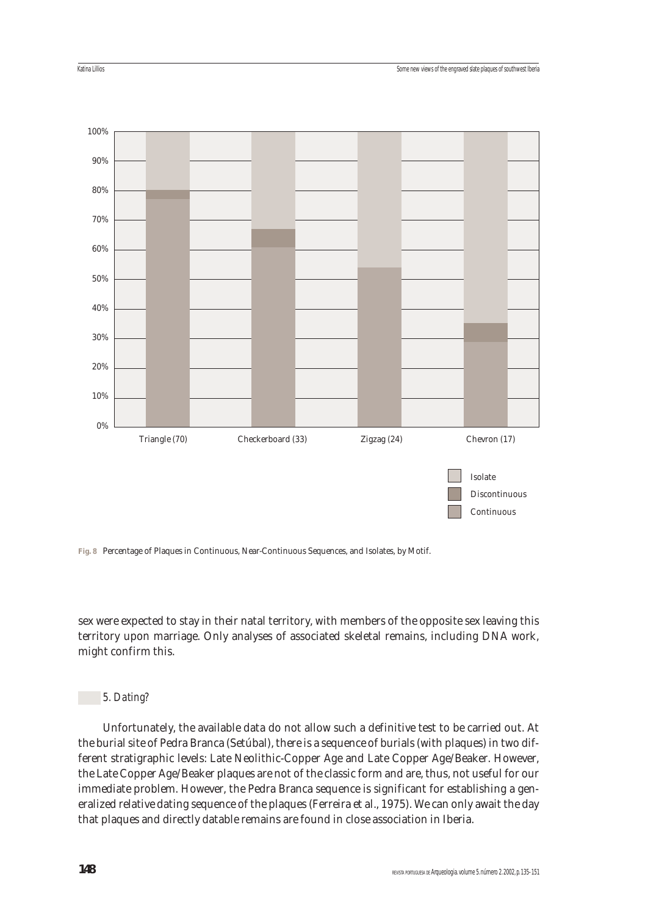Fig. 8 Percentage of Plaques in Continuous, Near-Continuous Sequences, and Isolates, by Motif.

sex were expected to stay in their natal territory, with members of the opposite sex leaving this territory upon marriage. Only analyses of associated skeletal remains, including DNA work, might confirm this.

## 5. Dating?

Unfortunately, the available data do not allow such a definitive test to be carried out. At the burial site of Pedra Branca (Setúbal), there is a sequence of burials (with plaques) in two different stratigraphic levels: Late Neolithic-Copper Age and Late Copper Age/Beaker. However, the Late Copper Age/Beaker plaques are not of the classic form and are, thus, not useful for our immediate problem. However, the Pedra Branca sequence is significant for establishing a generalized relative dating sequence of the plaques (Ferreira et al., 1975). We can only await the day that plaques and directly datable remains are found in close association in Iberia.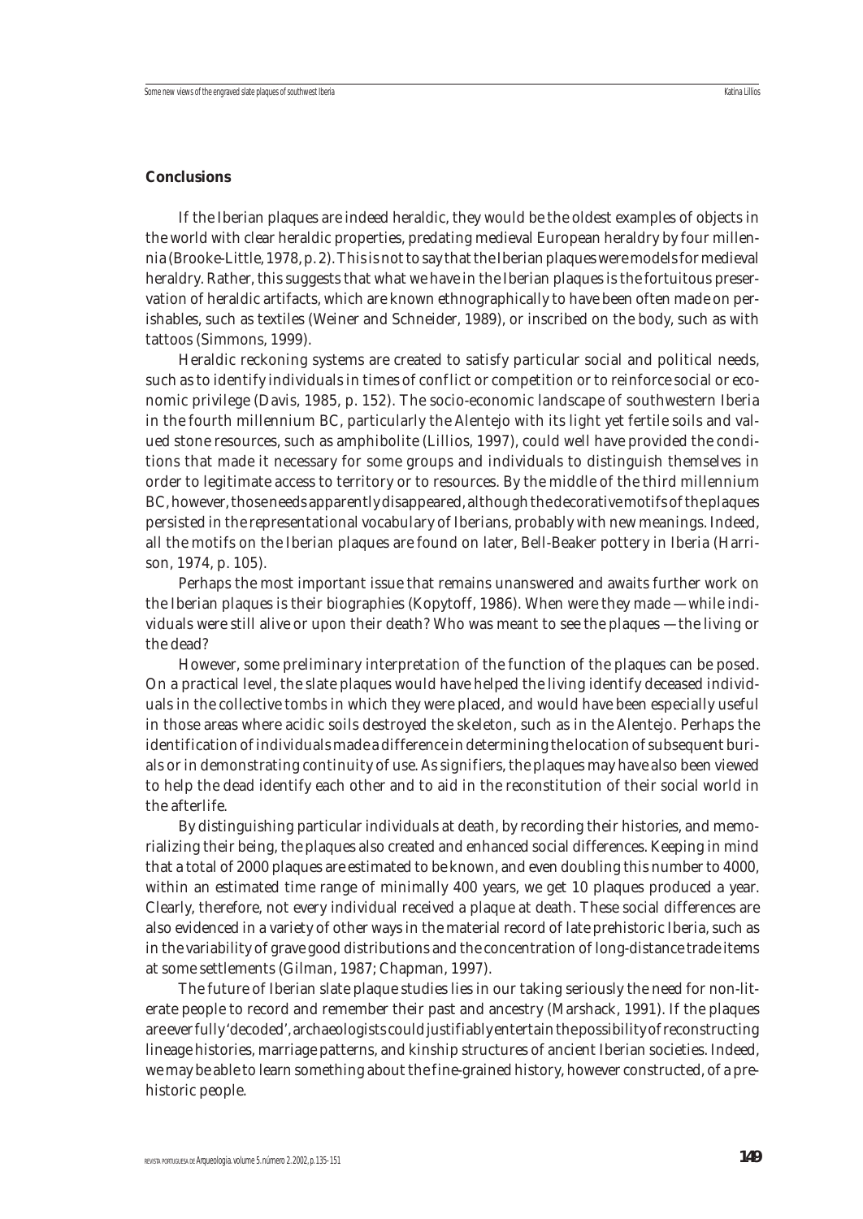**Conclusions**

If the Iberian plaques are indeed heraldic, they would be the oldest examples of objects in the world with clear heraldic properties, predating medieval European heraldry by four millennia (Brooke-Little, 1978, p. 2). This is not to say that the Iberian plaques were models for medieval heraldry. Rather, this suggests that what we have in the Iberian plaques is the fortuitous preservation of heraldic artifacts, which are known ethnographically to have been often made on perishables, such as textiles (Weiner and Schneider, 1989), or inscribed on the body, such as with tattoos (Simmons, 1999).

Heraldic reckoning systems are created to satisfy particular social and political needs, such as to identify individuals in times of conflict or competition or to reinforce social or economic privilege (Davis, 1985, p. 152). The socio-economic landscape of southwestern Iberia in the fourth millennium BC, particularly the Alentejo with its light yet fertile soils and valued stone resources, such as amphibolite (Lillios, 1997), could well have provided the conditions that made it necessary for some groups and individuals to distinguish themselves in order to legitimate access to territory or to resources. By the middle of the third millennium BC, however, those needs apparently disappeared, although the decorative motifs of the plaques persisted in the representational vocabulary of Iberians, probably with new meanings. Indeed, all the motifs on the Iberian plaques are found on later, Bell-Beaker pottery in Iberia (Harrison, 1974, p. 105).

Perhaps the most important issue that remains unanswered and awaits further work on the Iberian plaques is their biographies (Kopytoff, 1986). When were they made — while individuals were still alive or upon their death? Who was meant to see the plaques — the living or the dead?

However, some preliminary interpretation of the function of the plaques can be posed. On a practical level, the slate plaques would have helped the living identify deceased individuals in the collective tombs in which they were placed, and would have been especially useful in those areas where acidic soils destroyed the skeleton, such as in the Alentejo. Perhaps the identification of individuals made a difference in determining the location of subsequent burials or in demonstrating continuity of use. As signifiers, the plaques may have also been viewed to help the dead identify each other and to aid in the reconstitution of their social world in the afterlife.

By distinguishing particular individuals at death, by recording their histories, and memorializing their being, the plaques also created and enhanced social differences. Keeping in mind that a total of 2000 plaques are estimated to be known, and even doubling this number to 4000, within an estimated time range of minimally 400 years, we get 10 plaques produced a year. Clearly, therefore, not every individual received a plaque at death. These social differences are also evidenced in a variety of other ways in the material record of late prehistoric Iberia, such as in the variability of grave good distributions and the concentration of long-distance trade items at some settlements (Gilman, 1987; Chapman, 1997).

The future of Iberian slate plaque studies lies in our taking seriously the need for non-literate people to record and remember their past and ancestry (Marshack, 1991). If the plaques are ever fully 'decoded', archaeologists could justifiably entertain the possibility of reconstructing lineage histories, marriage patterns, and kinship structures of ancient Iberian societies. Indeed, we may be able to learn something about the fine-grained history, however constructed, of a prehistoric people.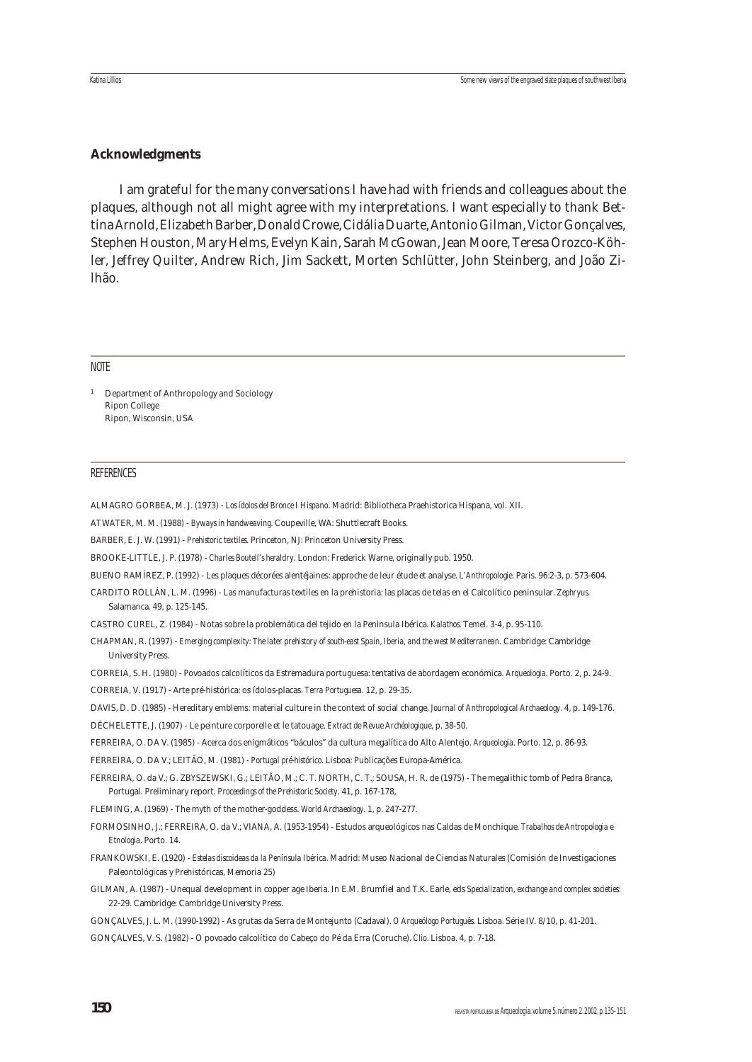## Acknowledgments

I am grateful for the many conversations I have had with friends and colleagues about the plaques, although not all might agree with my interpretations. I want especially to thank Bettina Arnold, Elizabeth Barber, Donald Crowe, Cidália Duarte, Antonio Gilman, Victor Gonçalves, Stephen Houston, Mary Helms, Evelyn Kain, Sarah McGowan, Jean Moore, Teresa Orozco-Köhler, Jeffrey Quilter, Andrew Rich, Jim Sackett, Morten Schlütter, John Steinberg, and João Zilhão.

## NOTE

[1] Department of Anthropology and Sociology
Ripon College
Ripon, Wisconsin, USA

## REFERENCES

ALMAGRO GORBEA, M. J. (1973) - *Los ídolos del Bronce I Hispano*. Madrid: Bibliotheca Praehistorica Hispana, vol. XII.

ATWATER, M. M. (1988) - *Byways in handweaving*. Coupeville, WA: Shuttlecraft Books.

BARBER, E. J. W. (1991) - *Prehistoric textiles*. Princeton, NJ: Princeton University Press.

BROOKE-LITTLE, J. P. (1978) - *Charles Boutell's heraldry*. London: Frederick Warne, originally pub. 1950.

BUENO RAMÍREZ, P. (1992) - Les plaques décorées alentéjaines: approche de leur étude et analyse. *L'Anthropologie*. Paris. 96:2-3, p. 573-604.

CARDITO ROLLÁN, L. M. (1996) - Las manufacturas textiles en la prehistoria: las placas de telas en el Calcolítico peninsular. *Zephryus*. Salamanca. 49, p. 125-145.

CASTRO CUREL, Z. (1984) - Notas sobre la problemática del tejido en la Peninsula Ibérica. *Kalathos*. Temel. 3-4, p. 95-110.

CHAPMAN, R. (1997) - *Emerging complexity: The later prehistory of south-east Spain, Iberia, and the west Mediterranean*. Cambridge: Cambridge University Press.

CORREIA, S. H. (1980) - Povoados calcolíticos da Estremadura portuguesa: tentativa de abordagem económica. *Arqueologia*. Porto. 2, p. 24-9.

CORREIA, V. (1917) - Arte pré-histórica: os ídolos-placas. *Terra Portuguesa*. 12, p. 29-35.

DAVIS, D. D. (1985) - Hereditary emblems: material culture in the context of social change, *Journal of Anthropological Archaeology*. 4, p. 149-176.

DÉCHELETTE, J. (1907) - Le peinture corporelle et le tatouage. *Extract de Revue Archéologique*, p. 38-50.

FERREIRA, O. DA V. (1985) - Acerca dos enigmáticos "báculos" da cultura megalítica do Alto Alentejo. *Arqueologia*. Porto. 12, p. 86-93.

FERREIRA, O. DA V.; LEITÃO, M. (1981) - *Portugal pré-histórico*. Lisboa: Publicações Europa-América.

FERREIRA, O. da V.; G. ZBYSZEWSKI, G.; LEITÃO, M.; C. T. NORTH, C. T.; SOUSA, H. R. de (1975) - The megalithic tomb of Pedra Branca, Portugal. Preliminary report. *Proceedings of the Prehistoric Society*. 41, p. 167-178,

FLEMING, A. (1969) - The myth of the mother-goddess. *World Archaeology*. 1, p. 247-277.

FORMOSINHO, J.; FERREIRA, O. da V.; VIANA, A. (1953-1954) - Estudos arqueológicos nas Caldas de Monchique. *Trabalhos de Antropologia e Etnologia*. Porto. 14.

FRANKOWSKI, E. (1920) - *Estelas discoideas da la Península Ibérica*. Madrid: Museo Nacional de Ciencias Naturales (Comisión de Investigaciones Paleontológicas y Prehistóricas, Memoria 25)

GILMAN, A. (1987) - Unequal development in copper age Iberia. In E.M. Brumfiel and T.K. Earle, eds *Specialization, exchange and complex societies*: 22-29. Cambridge: Cambridge University Press.

GONÇALVES, J. L. M. (1990-1992) - As grutas da Serra de Montejunto (Cadaval). *O Arqueólogo Português*. Lisboa. Série IV. 8/10, p. 41-201.

GONÇALVES, V. S. (1982) - O povoado calcolítico do Cabeço do Pé da Erra (Coruche). *Clio*. Lisboa. 4, p. 7-18.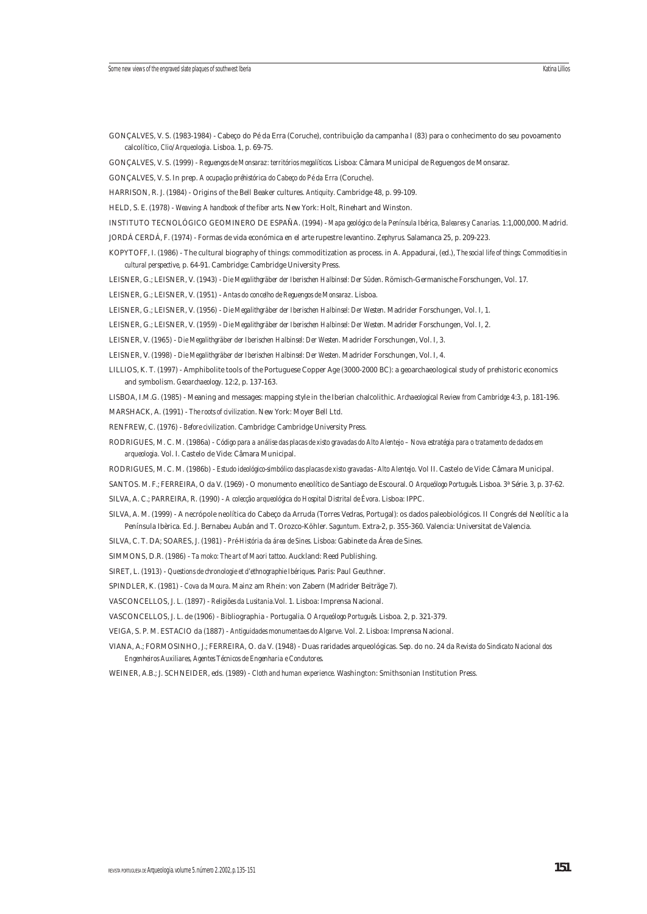GONÇALVES, V. S. (1983-1984) - Cabeço do Pé da Erra (Coruche), contribuição da campanha I (83) para o conhecimento do seu povoamento calcolítico, *Clio/Arqueologia*. Lisboa. 1, p. 69-75.

GONÇALVES, V. S. (1999) - *Reguengos de Monsaraz: territórios megalíticos*. Lisboa: Câmara Municipal de Reguengos de Monsaraz.

GONÇALVES, V. S. In prep. *A ocupação préhistórica do Cabeço do Pé da Erra* (Coruche).

HARRISON, R. J. (1984) - Origins of the Bell Beaker cultures. *Antiquity*. Cambridge 48, p. 99-109.

HELD, S. E. (1978) - *Weaving: A handbook of the fiber arts*. New York: Holt, Rinehart and Winston.

INSTITUTO TECNOLÓGICO GEOMINERO DE ESPAÑA. (1994) - *Mapa geológico de la Península Ibérica, Baleares y Canarias*. 1:1,000,000. Madrid.

JORDÁ CERDÁ, F. (1974) - Formas de vida económica en el arte rupestre levantino. *Zephyrus*. Salamanca 25, p. 209-223.

KOPYTOFF, I. (1986) - The cultural biography of things: commoditization as process. in A. Appadurai, (ed.), *The social life of things: Commodities in cultural perspective*, p. 64-91. Cambridge: Cambridge University Press.

LEISNER, G.; LEISNER, V. (1943) - *Die Megalithgräber der Iberischen Halbinsel: Der Süden*. Römisch-Germanische Forschungen, Vol. 17.

LEISNER, G.; LEISNER, V. (1951) - *Antas do concelho de Reguengos de Monsaraz*. Lisboa.

LEISNER, G.; LEISNER, V. (1956) - *Die Megalithgräber der Iberischen Halbinsel: Der Westen*. Madrider Forschungen, Vol. I, 1.

LEISNER, G.; LEISNER, V. (1959) - *Die Megalithgräber der Iberischen Halbinsel: Der Westen*. Madrider Forschungen, Vol. I, 2.

LEISNER, V. (1965) - *Die Megalithgräber der Iberischen Halbinsel: Der Westen*. Madrider Forschungen, Vol. I, 3.

LEISNER, V. (1998) - *Die Megalithgräber der Iberischen Halbinsel: Der Westen*. Madrider Forschungen, Vol. I, 4.

LILLIOS, K. T. (1997) - Amphibolite tools of the Portuguese Copper Age (3000-2000 BC): a geoarchaeological study of prehistoric economics and symbolism. *Geoarchaeology*. 12:2, p. 137-163.

LISBOA, I.M.G. (1985) - Meaning and messages: mapping style in the Iberian chalcolithic. *Archaeological Review from Cambridge* 4:3, p. 181-196.

MARSHACK, A. (1991) - *The roots of civilization*. New York: Moyer Bell Ltd.

RENFREW, C. (1976) - *Before civilization*. Cambridge: Cambridge University Press.

RODRIGUES, M. C. M. (1986a) - *Código para a análise das placas de xisto gravadas do Alto Alentejo – Nova estratégia para o tratamento de dados em arqueologia*. Vol. I. Castelo de Vide: Câmara Municipal.

RODRIGUES, M. C. M. (1986b) - *Estudo ideológico-simbólico das placas de xisto gravadas - Alto Alentejo*. Vol II. Castelo de Vide: Câmara Municipal.

SANTOS. M. F.; FERREIRA, O da V. (1969) - O monumento eneolítico de Santiago de Escoural. *O Arqueólogo Português*. Lisboa. 3ª Série. 3, p. 37-62.

SILVA, A. C.; PARREIRA, R. (1990) - *A colecção arqueológica do Hospital Distrital de Évora*. Lisboa: IPPC.

SILVA, A. M. (1999) - A necrópole neolítica do Cabeço da Arruda (Torres Vedras, Portugal): os dados paleobiológicos. II Congrés del Neolític a la Península Ibèrica. Ed. J. Bernabeu Aubán and T. Orozco-Köhler. *Saguntum*. Extra-2, p. 355-360. Valencia: Universitat de Valencia.

SILVA, C. T. DA; SOARES, J. (1981) - *Pré-História da área de Sines*. Lisboa: Gabinete da Área de Sines.

SIMMONS, D.R. (1986) - *Ta moko: The art of Maori tattoo*. Auckland: Reed Publishing.

SIRET, L. (1913) - *Questions de chronologie et d'ethnographie Ibériques*. Paris: Paul Geuthner.

SPINDLER, K. (1981) - *Cova da Moura*. Mainz am Rhein: von Zabern (Madrider Beiträge 7).

VASCONCELLOS, J. L. (1897) - *Religiões da Lusitania*.Vol. 1. Lisboa: Imprensa Nacional.

VASCONCELLOS, J. L. de (1906) - Bibliographia - Portugalia. *O Arqueólogo Português*. Lisboa. 2, p. 321-379.

VEIGA, S. P. M. ESTACIO da (1887) - *Antiguidades monumentaes do Algarve*. Vol. 2. Lisboa: Imprensa Nacional.

VIANA, A.; FORMOSINHO, J.; FERREIRA, O. da V. (1948) - Duas raridades arqueológicas. Sep. do no. 24 da *Revista do Sindicato Nacional dos Engenheiros Auxiliares, Agentes Técnicos de Engenharia e Condutores*.

WEINER, A.B.; J. SCHNEIDER, eds. (1989) - *Cloth and human experience*. Washington: Smithsonian Institution Press.